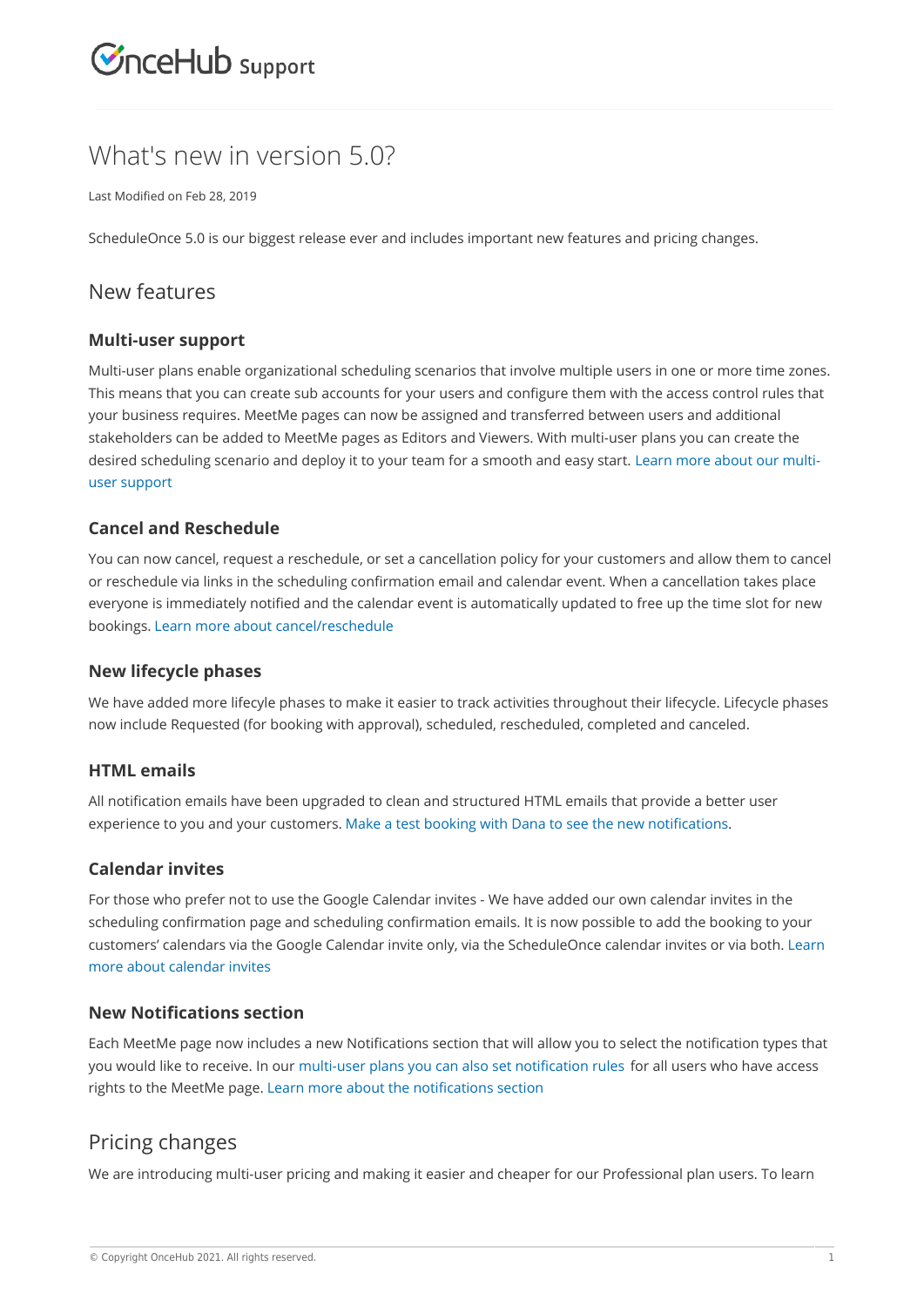# What's new in version 5.0?

Last Modified on Feb 28, 2019

ScheduleOnce 5.0 is our biggest release ever and includes important new features and pricing changes.

## New features

### Multi-user support

Multi-user plans enable organizational scheduling scenarios that involve multiple users in one or more time zones. This means that you can create sub accounts for your users and configure them with the access control rules that your business requires. MeetMe pages can now be assigned and transferred between users and additional stakeholders can be added to MeetMe pages as Editors and Viewers. With multi-user plans you can create the desired scheduling scenario and deploy it to your team for a smooth and easy start. Learn more about our multi-user support

### Cancel and Reschedule

You can now cancel, request a reschedule, or set a cancellation policy for your customers and allow them to cancel or reschedule via links in the scheduling confirmation email and calendar event. When a cancellation takes place everyone is immediately notified and the calendar event is automatically updated to free up the time slot for new bookings. Learn more about cancel/reschedule

### New lifecycle phases

We have added more lifecycle phases to make it easier to track activities throughout their lifecycle. Lifecycle phases now include Requested (for booking with approval), scheduled, rescheduled, completed and canceled.

### HTML emails

All notification emails have been upgraded to clean and structured HTML emails that provide a better user experience to you and your customers. Make a test booking with Dana to see the new notifications.

### Calendar invites

For those who prefer not to use the Google Calendar invites - We have added our own calendar invites in the scheduling confirmation page and scheduling confirmation emails. It is now possible to add the booking to your customers' calendars via the Google Calendar invite only, via the ScheduleOnce calendar invites or via both. Learn more about calendar invites

### New Notifications section

Each MeetMe page now includes a new Notifications section that will allow you to select the notification types that you would like to receive. In our multi-user plans you can also set notification rules for all users who have access rights to the MeetMe page. Learn more about the notifications section

## Pricing changes

We are introducing multi-user pricing and making it easier and cheaper for our Professional plan users. To learn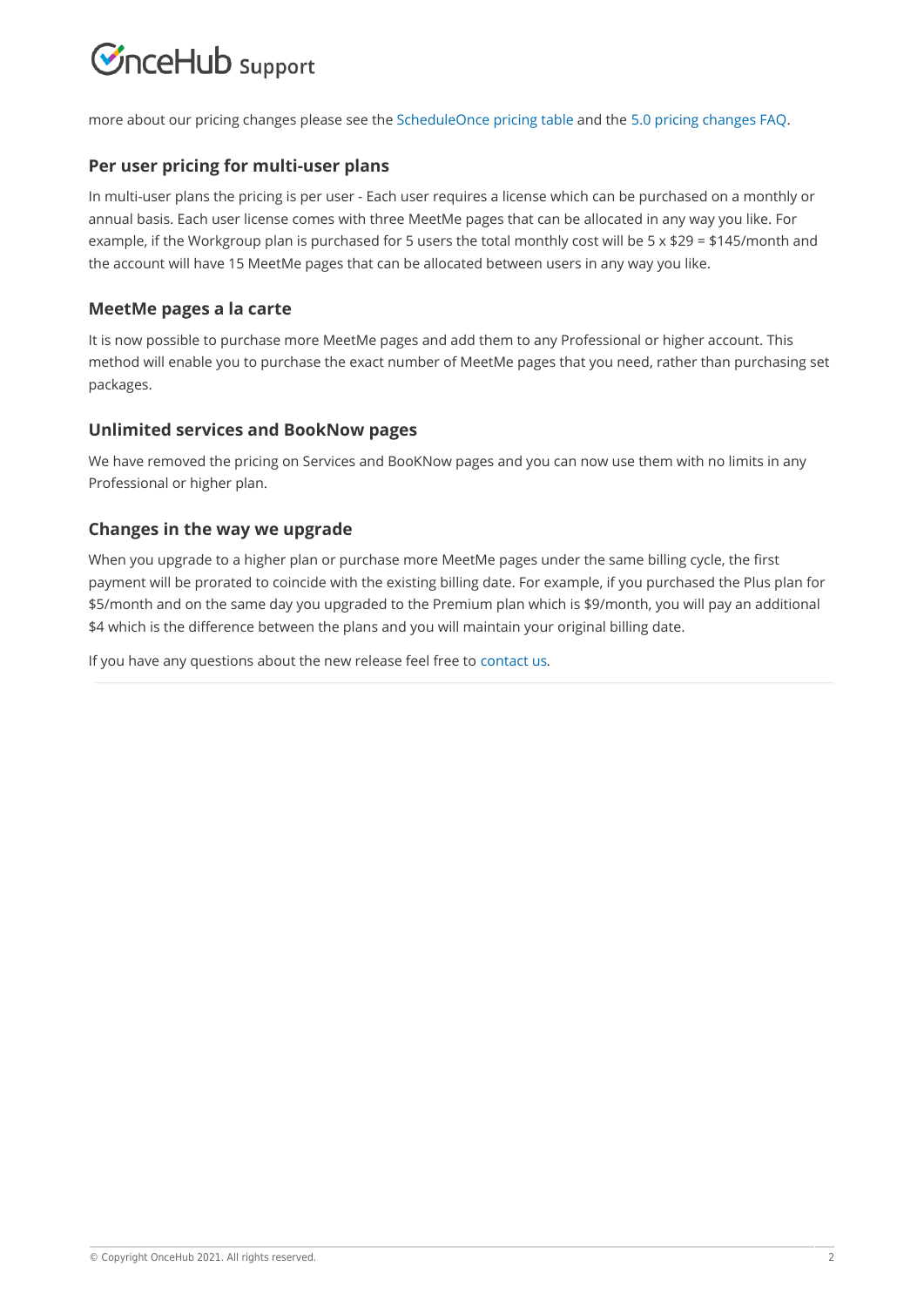more about our pricing changes please see the ScheduleOnce pricing table and the 5.0 pricing changes FAQ.

### Per user pricing for multi-user plans

In multi-user plans the pricing is per user - Each user requires a license which can be purchased on a monthly or annual basis. Each user license comes with three MeetMe pages that can be allocated in any way you like. For example, if the Workgroup plan is purchased for 5 users the total monthly cost will be 5 x $29 = $145/month and the account will have 15 MeetMe pages that can be allocated between users in any way you like.

### MeetMe pages a la carte

It is now possible to purchase more MeetMe pages and add them to any Professional or higher account. This method will enable you to purchase the exact number of MeetMe pages that you need, rather than purchasing set packages.

### Unlimited services and BookNow pages

We have removed the pricing on Services and BooKNow pages and you can now use them with no limits in any Professional or higher plan.

### Changes in the way we upgrade

When you upgrade to a higher plan or purchase more MeetMe pages under the same billing cycle, the first payment will be prorated to coincide with the existing billing date. For example, if you purchased the Plus plan for $5/month and on the same day you upgraded to the Premium plan which is $9/month, you will pay an additional $4 which is the difference between the plans and you will maintain your original billing date.

If you have any questions about the new release feel free to contact us.